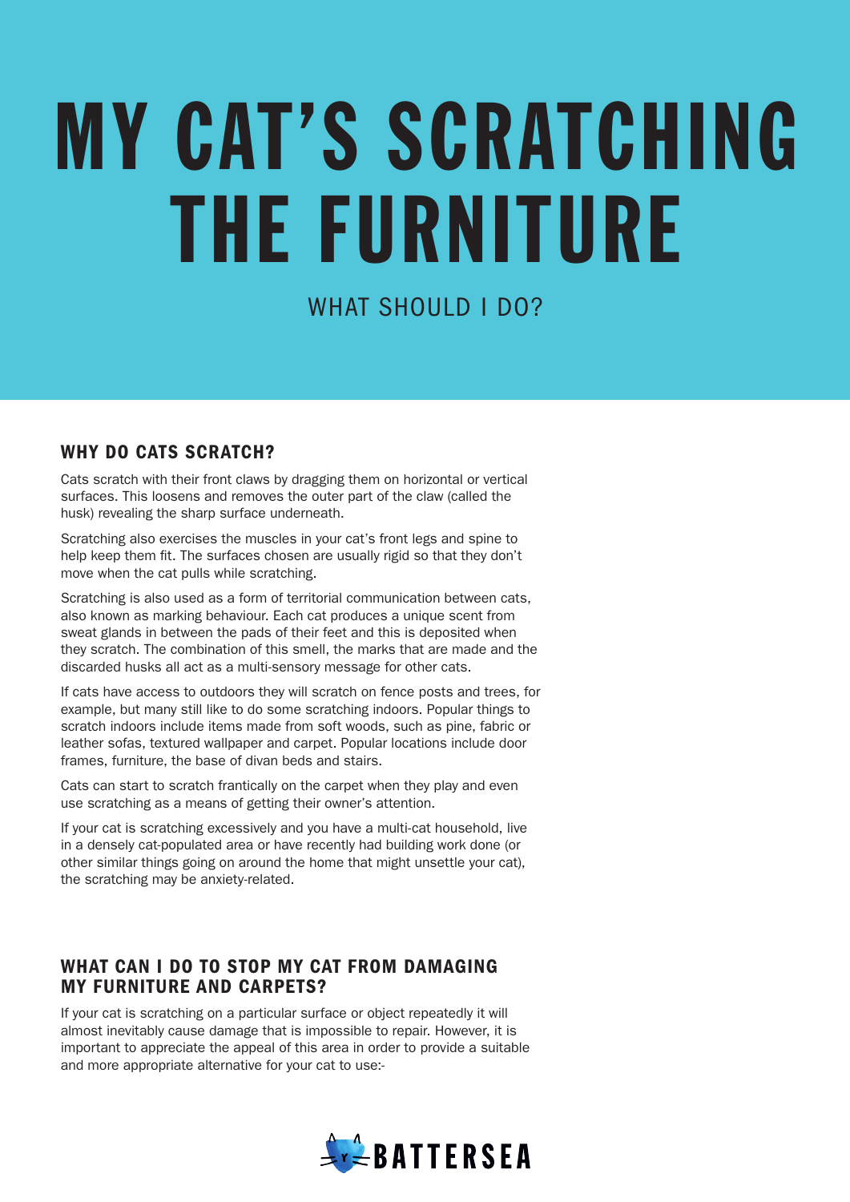# MY CAT'S SCRATCHING THE FURNITURE

WHAT SHOULD I DO?

## WHY DO CATS SCRATCH?

Cats scratch with their front claws by dragging them on horizontal or vertical surfaces. This loosens and removes the outer part of the claw (called the husk) revealing the sharp surface underneath.

Scratching also exercises the muscles in your cat's front legs and spine to help keep them fit. The surfaces chosen are usually rigid so that they don't move when the cat pulls while scratching.

Scratching is also used as a form of territorial communication between cats, also known as marking behaviour. Each cat produces a unique scent from sweat glands in between the pads of their feet and this is deposited when they scratch. The combination of this smell, the marks that are made and the discarded husks all act as a multi-sensory message for other cats.

If cats have access to outdoors they will scratch on fence posts and trees, for example, but many still like to do some scratching indoors. Popular things to scratch indoors include items made from soft woods, such as pine, fabric or leather sofas, textured wallpaper and carpet. Popular locations include door frames, furniture, the base of divan beds and stairs.

Cats can start to scratch frantically on the carpet when they play and even use scratching as a means of getting their owner's attention.

If your cat is scratching excessively and you have a multi-cat household, live in a densely cat-populated area or have recently had building work done (or other similar things going on around the home that might unsettle your cat), the scratching may be anxiety-related.

## WHAT CAN I DO TO STOP MY CAT FROM DAMAGING MY FURNITURE AND CARPETS?

If your cat is scratching on a particular surface or object repeatedly it will almost inevitably cause damage that is impossible to repair. However, it is important to appreciate the appeal of this area in order to provide a suitable and more appropriate alternative for your cat to use:-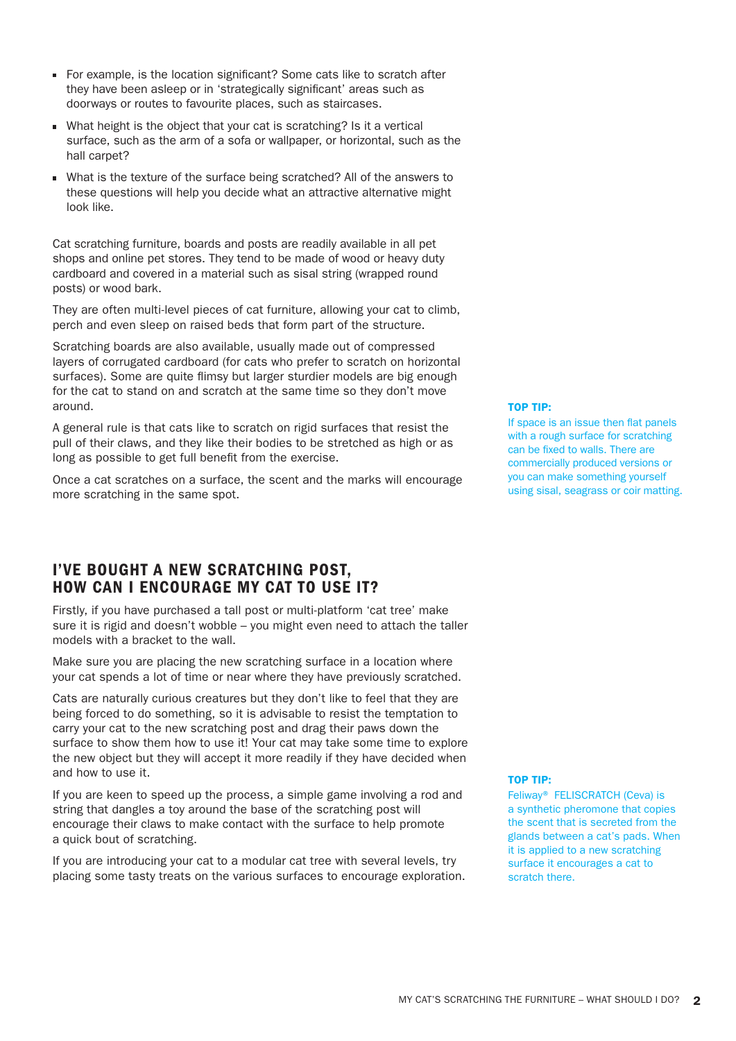- For example, is the location significant? Some cats like to scratch after they have been asleep or in 'strategically significant' areas such as doorways or routes to favourite places, such as staircases.
- What height is the object that your cat is scratching? Is it a vertical surface, such as the arm of a sofa or wallpaper, or horizontal, such as the hall carpet?
- What is the texture of the surface being scratched? All of the answers to these questions will help you decide what an attractive alternative might look like.

Cat scratching furniture, boards and posts are readily available in all pet shops and online pet stores. They tend to be made of wood or heavy duty cardboard and covered in a material such as sisal string (wrapped round posts) or wood bark.

They are often multi-level pieces of cat furniture, allowing your cat to climb, perch and even sleep on raised beds that form part of the structure.

Scratching boards are also available, usually made out of compressed layers of corrugated cardboard (for cats who prefer to scratch on horizontal surfaces). Some are quite flimsy but larger sturdier models are big enough for the cat to stand on and scratch at the same time so they don't move around.

A general rule is that cats like to scratch on rigid surfaces that resist the pull of their claws, and they like their bodies to be stretched as high or as long as possible to get full benefit from the exercise.

Once a cat scratches on a surface, the scent and the marks will encourage more scratching in the same spot.

**TOP TIP:**
If space is an issue then flat panels with a rough surface for scratching can be fixed to walls. There are commercially produced versions or you can make something yourself using sisal, seagrass or coir matting.

## I'VE BOUGHT A NEW SCRATCHING POST, HOW CAN I ENCOURAGE MY CAT TO USE IT?

Firstly, if you have purchased a tall post or multi-platform 'cat tree' make sure it is rigid and doesn't wobble – you might even need to attach the taller models with a bracket to the wall.

Make sure you are placing the new scratching surface in a location where your cat spends a lot of time or near where they have previously scratched.

Cats are naturally curious creatures but they don't like to feel that they are being forced to do something, so it is advisable to resist the temptation to carry your cat to the new scratching post and drag their paws down the surface to show them how to use it! Your cat may take some time to explore the new object but they will accept it more readily if they have decided when and how to use it.

If you are keen to speed up the process, a simple game involving a rod and string that dangles a toy around the base of the scratching post will encourage their claws to make contact with the surface to help promote a quick bout of scratching.

If you are introducing your cat to a modular cat tree with several levels, try placing some tasty treats on the various surfaces to encourage exploration.

**TOP TIP:**
Feliway® FELISCRATCH (Ceva) is a synthetic pheromone that copies the scent that is secreted from the glands between a cat's pads. When it is applied to a new scratching surface it encourages a cat to scratch there.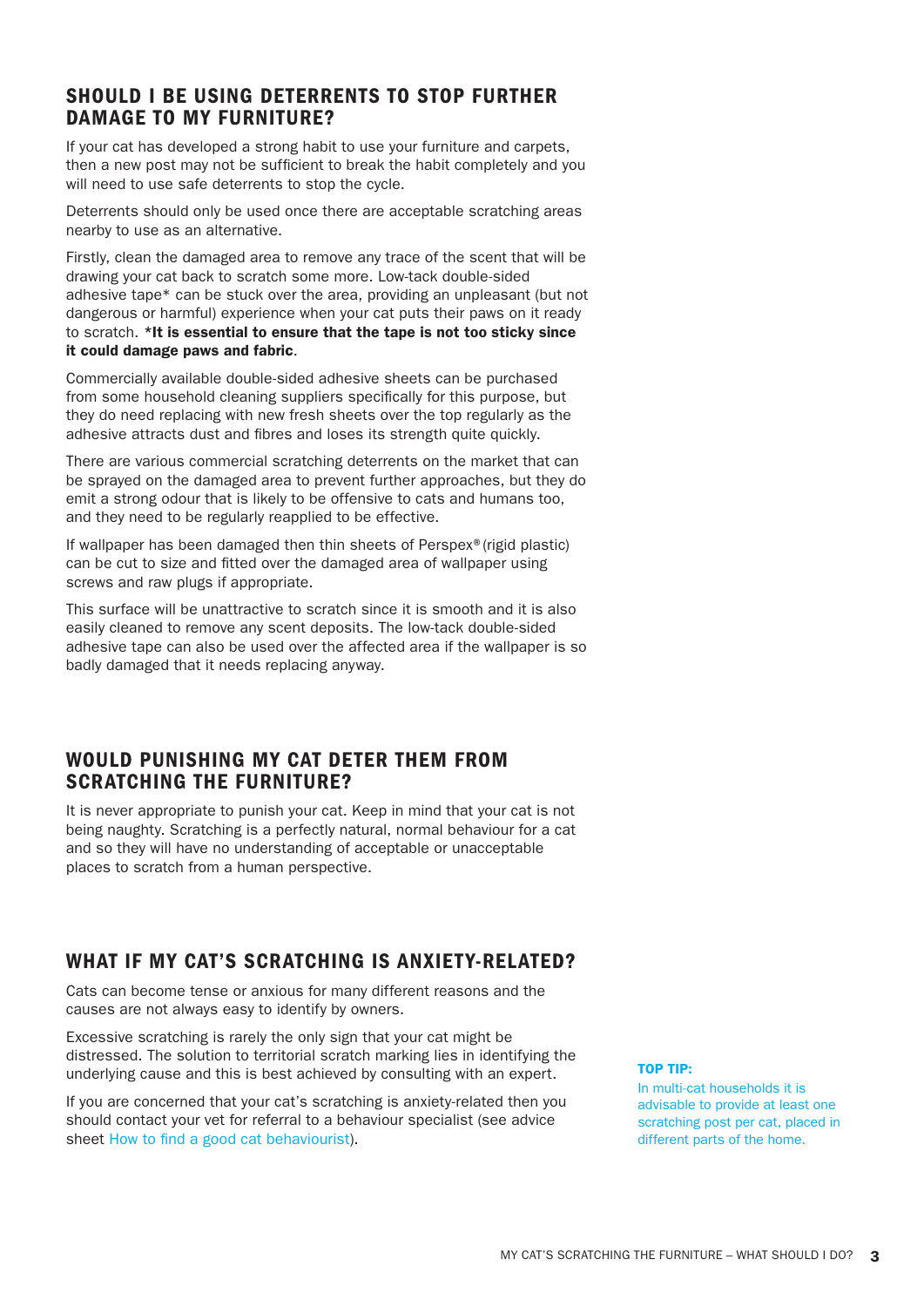## SHOULD I BE USING DETERRENTS TO STOP FURTHER DAMAGE TO MY FURNITURE?

If your cat has developed a strong habit to use your furniture and carpets, then a new post may not be sufficient to break the habit completely and you will need to use safe deterrents to stop the cycle.

Deterrents should only be used once there are acceptable scratching areas nearby to use as an alternative.

Firstly, clean the damaged area to remove any trace of the scent that will be drawing your cat back to scratch some more. Low-tack double-sided adhesive tape* can be stuck over the area, providing an unpleasant (but not dangerous or harmful) experience when your cat puts their paws on it ready to scratch. ***It is essential to ensure that the tape is not too sticky since it could damage paws and fabric**.

Commercially available double-sided adhesive sheets can be purchased from some household cleaning suppliers specifically for this purpose, but they do need replacing with new fresh sheets over the top regularly as the adhesive attracts dust and fibres and loses its strength quite quickly.

There are various commercial scratching deterrents on the market that can be sprayed on the damaged area to prevent further approaches, but they do emit a strong odour that is likely to be offensive to cats and humans too, and they need to be regularly reapplied to be effective.

If wallpaper has been damaged then thin sheets of Perspex® (rigid plastic) can be cut to size and fitted over the damaged area of wallpaper using screws and raw plugs if appropriate.

This surface will be unattractive to scratch since it is smooth and it is also easily cleaned to remove any scent deposits. The low-tack double-sided adhesive tape can also be used over the affected area if the wallpaper is so badly damaged that it needs replacing anyway.

## WOULD PUNISHING MY CAT DETER THEM FROM SCRATCHING THE FURNITURE?

It is never appropriate to punish your cat. Keep in mind that your cat is not being naughty. Scratching is a perfectly natural, normal behaviour for a cat and so they will have no understanding of acceptable or unacceptable places to scratch from a human perspective.

## WHAT IF MY CAT'S SCRATCHING IS ANXIETY-RELATED?

Cats can become tense or anxious for many different reasons and the causes are not always easy to identify by owners.

Excessive scratching is rarely the only sign that your cat might be distressed. The solution to territorial scratch marking lies in identifying the underlying cause and this is best achieved by consulting with an expert.

If you are concerned that your cat's scratching is anxiety-related then you should contact your vet for referral to a behaviour specialist (see advice sheet How to find a good cat behaviourist).

**TOP TIP:**

In multi-cat households it is advisable to provide at least one scratching post per cat, placed in different parts of the home.